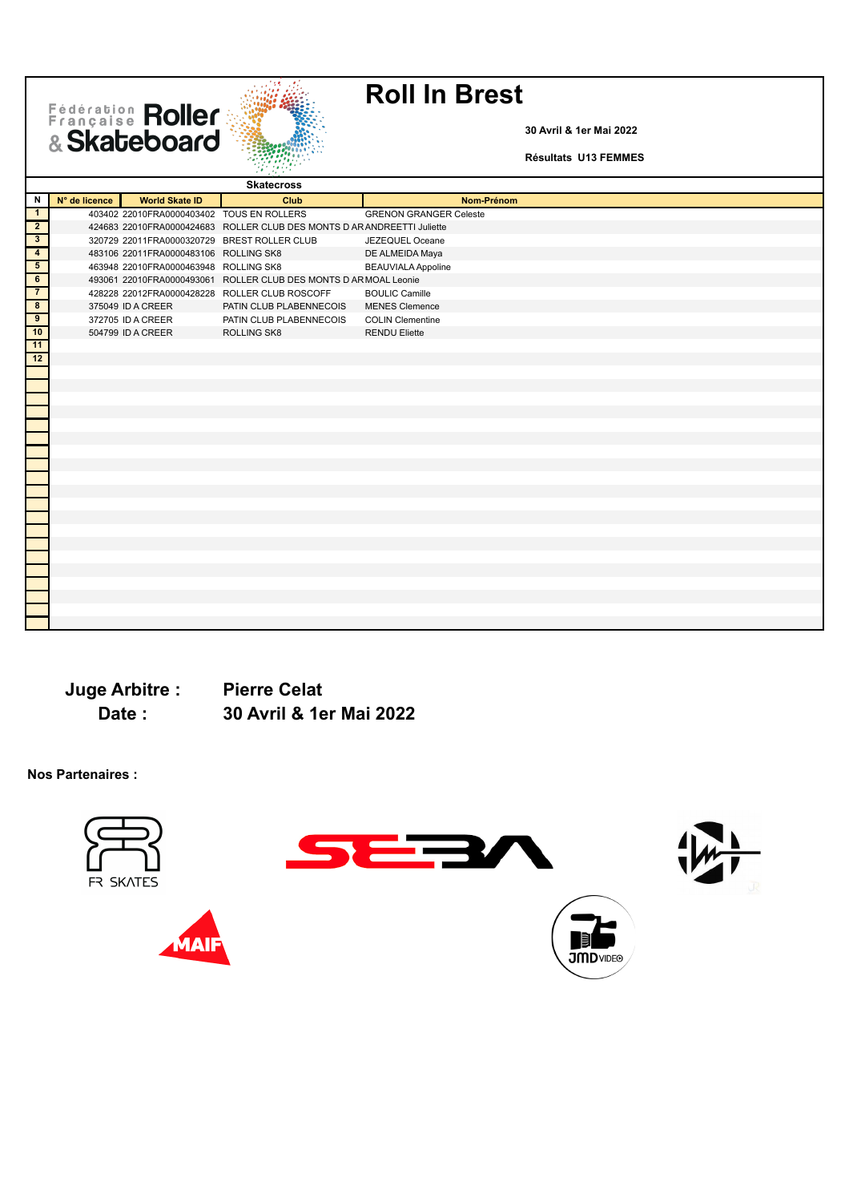# Roll In Brest

**30 Avril & 1er Mai 2022**

**Résultats U13 FEMMES**

**Skatecross**

| N | N° de licence | World Skate ID | Club | Nom-Prénom |
|---|---|---|---|---|
| 1 | 403402 | 22010FRA0000403402 | TOUS EN ROLLERS | GRENON GRANGER Celeste |
| 2 | 424683 | 22010FRA0000424683 | ROLLER CLUB DES MONTS D AR | ANDREETTI Juliette |
| 3 | 320729 | 22011FRA0000320729 | BREST ROLLER CLUB | JEZEQUEL Oceane |
| 4 | 483106 | 22011FRA0000483106 | ROLLING SK8 | DE ALMEIDA Maya |
| 5 | 463948 | 22010FRA0000463948 | ROLLING SK8 | BEAUVIALA Appoline |
| 6 | 493061 | 22010FRA0000493061 | ROLLER CLUB DES MONTS D AR | MOAL Leonie |
| 7 | 428228 | 22012FRA0000428228 | ROLLER CLUB ROSCOFF | BOULIC Camille |
| 8 | 375049 | ID A CREER | PATIN CLUB PLABENNECOIS | MENES Clemence |
| 9 | 372705 | ID A CREER | PATIN CLUB PLABENNECOIS | COLIN Clementine |
| 10 | 504799 | ID A CREER | ROLLING SK8 | RENDU Eliette |
| 11 | | | | |
| 12 | | | | |

**Juge Arbitre :** **Pierre Celat**

**Date :** **30 Avril & 1er Mai 2022**

**Nos Partenaires :**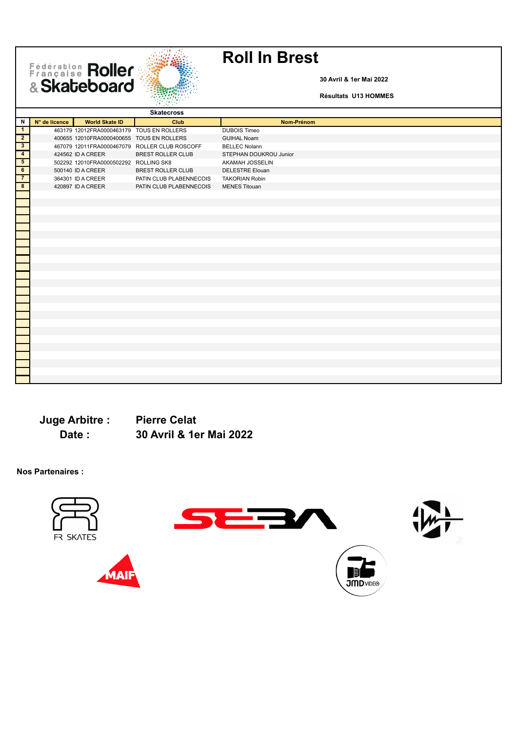# Roll In Brest

**30 Avril & 1er Mai 2022**

**Résultats U13 HOMMES**

**Skatecross**

| N | N° de licence | World Skate ID | Club | Nom-Prénom |
|---|---|---|---|---|
| 1 | 463179 | 12012FRA0000463179 | TOUS EN ROLLERS | DUBOIS Timeo |
| 2 | 400655 | 12010FRA0000400655 | TOUS EN ROLLERS | GUIHAL Noam |
| 3 | 467079 | 12011FRA0000467079 | ROLLER CLUB ROSCOFF | BELLEC Nolann |
| 4 | 424562 | ID A CREER | BREST ROLLER CLUB | STEPHAN DOUKROU Junior |
| 5 | 502292 | 12010FRA0000502292 | ROLLING SK8 | AKAMAH JOSSELIN |
| 6 | 500140 | ID A CREER | BREST ROLLER CLUB | DELESTRE Elouan |
| 7 | 364301 | ID A CREER | PATIN CLUB PLABENNECOIS | TAKORIAN Robin |
| 8 | 420897 | ID A CREER | PATIN CLUB PLABENNECOIS | MENES Titouan |

**Juge Arbitre :** **Pierre Celat**

**Date :** **30 Avril & 1er Mai 2022**

**Nos Partenaires :**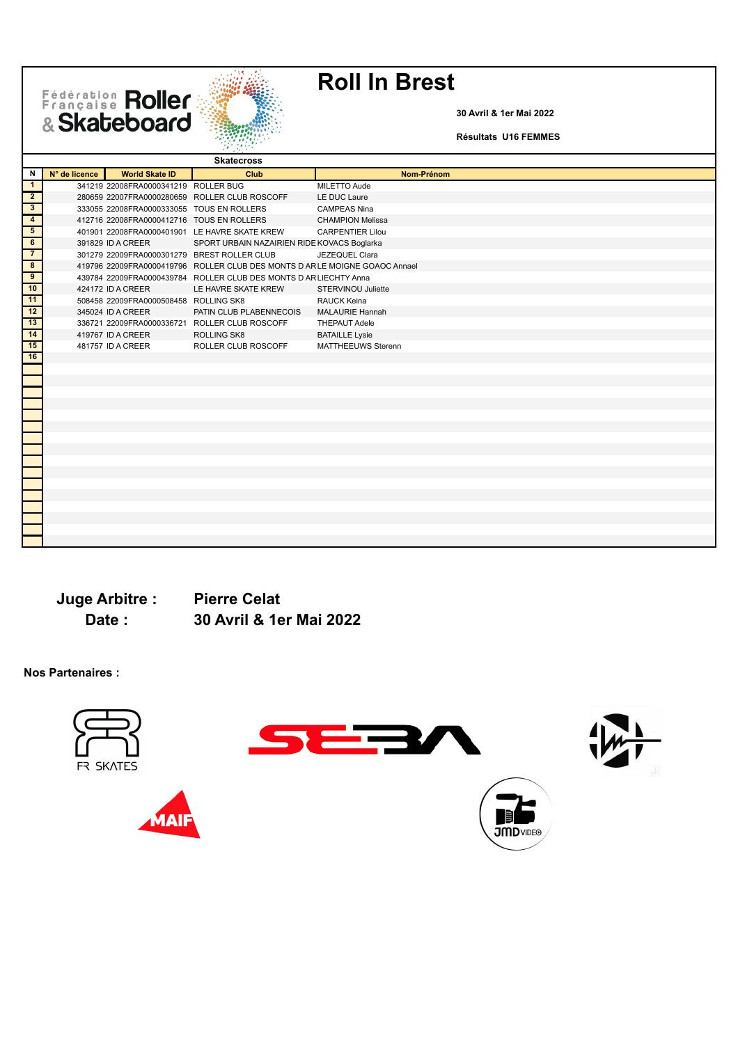# Roll In Brest

**30 Avril & 1er Mai 2022**

**Résultats U16 FEMMES**

**Skatecross**

| N | N° de licence | World Skate ID | Club | Nom-Prénom |
|---|---|---|---|---|
| 1 | 341219 | 22008FRA0000341219 | ROLLER BUG | MILETTO Aude |
| 2 | 280659 | 22007FRA0000280659 | ROLLER CLUB ROSCOFF | LE DUC Laure |
| 3 | 333055 | 22008FRA0000333055 | TOUS EN ROLLERS | CAMPEAS Nina |
| 4 | 412716 | 22008FRA0000412716 | TOUS EN ROLLERS | CHAMPION Melissa |
| 5 | 401901 | 22008FRA0000401901 | LE HAVRE SKATE KREW | CARPENTIER Lilou |
| 6 | 391829 | ID A CREER | SPORT URBAIN NAZAIRIEN RIDE | KOVACS Boglarka |
| 7 | 301279 | 22009FRA0000301279 | BREST ROLLER CLUB | JEZEQUEL Clara |
| 8 | 419796 | 22009FRA0000419796 | ROLLER CLUB DES MONTS D AR | LE MOIGNE GOAOC Annael |
| 9 | 439784 | 22009FRA0000439784 | ROLLER CLUB DES MONTS D AR | LIECHTY Anna |
| 10 | 424172 | ID A CREER | LE HAVRE SKATE KREW | STERVINOU Juliette |
| 11 | 508458 | 22009FRA0000508458 | ROLLING SK8 | RAUCK Keina |
| 12 | 345024 | ID A CREER | PATIN CLUB PLABENNECOIS | MALAURIE Hannah |
| 13 | 336721 | 22009FRA0000336721 | ROLLER CLUB ROSCOFF | THEPAUT Adele |
| 14 | 419767 | ID A CREER | ROLLING SK8 | BATAILLE Lysie |
| 15 | 481757 | ID A CREER | ROLLER CLUB ROSCOFF | MATTHEEUWS Sterenn |
| 16 | | | | |

**Juge Arbitre :** **Pierre Celat**

**Date :** **30 Avril & 1er Mai 2022**

**Nos Partenaires :**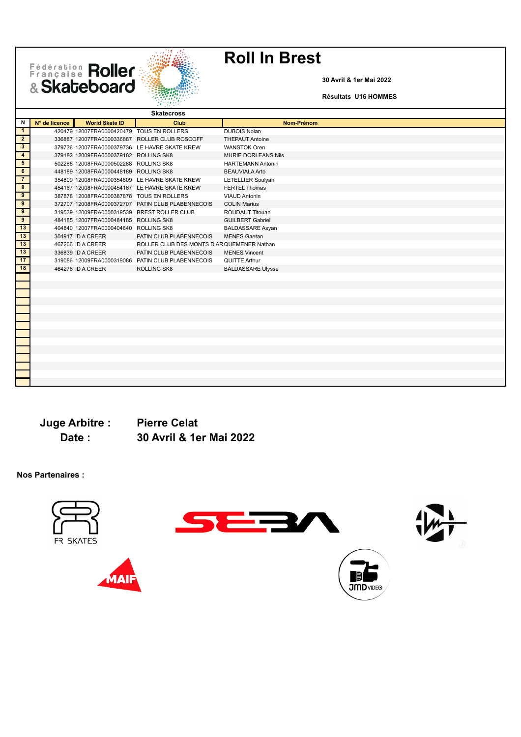Fédération Française Roller & Skateboard

# Roll In Brest

**30 Avril & 1er Mai 2022**

**Résultats U16 HOMMES**

**Skatecross**

| N | N° de licence | World Skate ID | Club | Nom-Prénom |
|---|---|---|---|---|
| 1 | 420479 | 12007FRA0000420479 | TOUS EN ROLLERS | DUBOIS Nolan |
| 2 | 336887 | 12007FRA0000336887 | ROLLER CLUB ROSCOFF | THEPAUT Antoine |
| 3 | 379736 | 12007FRA0000379736 | LE HAVRE SKATE KREW | WANSTOK Oren |
| 4 | 379182 | 12009FRA0000379182 | ROLLING SK8 | MURIE DORLEANS Nils |
| 5 | 502288 | 12008FRA0000502288 | ROLLING SK8 | HARTEMANN Antonin |
| 6 | 448189 | 12008FRA0000448189 | ROLLING SK8 | BEAUVIALA Arto |
| 7 | 354809 | 12008FRA0000354809 | LE HAVRE SKATE KREW | LETELLIER Soulyan |
| 8 | 454167 | 12008FRA0000454167 | LE HAVRE SKATE KREW | FERTEL Thomas |
| 9 | 387878 | 12008FRA0000387878 | TOUS EN ROLLERS | VIAUD Antonin |
| 9 | 372707 | 12008FRA0000372707 | PATIN CLUB PLABENNECOIS | COLIN Marius |
| 9 | 319539 | 12009FRA0000319539 | BREST ROLLER CLUB | ROUDAUT Titouan |
| 9 | 484185 | 12007FRA0000484185 | ROLLING SK8 | GUILBERT Gabriel |
| 13 | 404840 | 12007FRA0000404840 | ROLLING SK8 | BALDASSARE Asyan |
| 13 | 304917 | ID A CREER | PATIN CLUB PLABENNECOIS | MENES Gaetan |
| 13 | 467266 | ID A CREER | ROLLER CLUB DES MONTS D AR | QUEMENER Nathan |
| 13 | 336839 | ID A CREER | PATIN CLUB PLABENNECOIS | MENES Vincent |
| 17 | 319086 | 12009FRA0000319086 | PATIN CLUB PLABENNECOIS | QUITTE Arthur |
| 18 | 464276 | ID A CREER | ROLLING SK8 | BALDASSARE Ulysse |

**Juge Arbitre :** **Pierre Celat**

**Date :** **30 Avril & 1er Mai 2022**

**Nos Partenaires :**

FR SKATES

MAIF

JMD VIDEO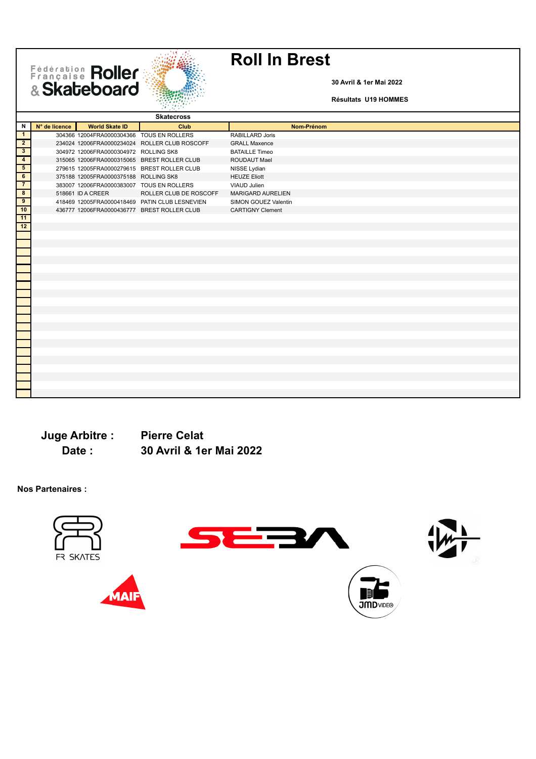Fédération Française Roller & Skateboard

# Roll In Brest

**30 Avril & 1er Mai 2022**

**Résultats U19 HOMMES**

**Skatecross**

| N | N° de licence | World Skate ID | Club | Nom-Prénom |
|---|---|---|---|---|
| 1 | 304366 | 12004FRA0000304366 | TOUS EN ROLLERS | RABILLARD Joris |
| 2 | 234024 | 12006FRA0000234024 | ROLLER CLUB ROSCOFF | GRALL Maxence |
| 3 | 304972 | 12006FRA0000304972 | ROLLING SK8 | BATAILLE Timeo |
| 4 | 315065 | 12006FRA0000315065 | BREST ROLLER CLUB | ROUDAUT Mael |
| 5 | 279615 | 12005FRA0000279615 | BREST ROLLER CLUB | NISSE Lydian |
| 6 | 375188 | 12005FRA0000375188 | ROLLING SK8 | HEUZE Eliott |
| 7 | 383007 | 12006FRA0000383007 | TOUS EN ROLLERS | VIAUD Julien |
| 8 | 518661 | ID A CREER | ROLLER CLUB DE ROSCOFF | MARIGARD AURELIEN |
| 9 | 418469 | 12005FRA0000418469 | PATIN CLUB LESNEVIEN | SIMON GOUEZ Valentin |
| 10 | 436777 | 12006FRA0000436777 | BREST ROLLER CLUB | CARTIGNY Clement |
| 11 | | | | |
| 12 | | | | |

**Juge Arbitre :** **Pierre Celat**

**Date :** **30 Avril & 1er Mai 2022**

**Nos Partenaires :**

FR SKATES

SEBA

MAIF

JMD VIDEO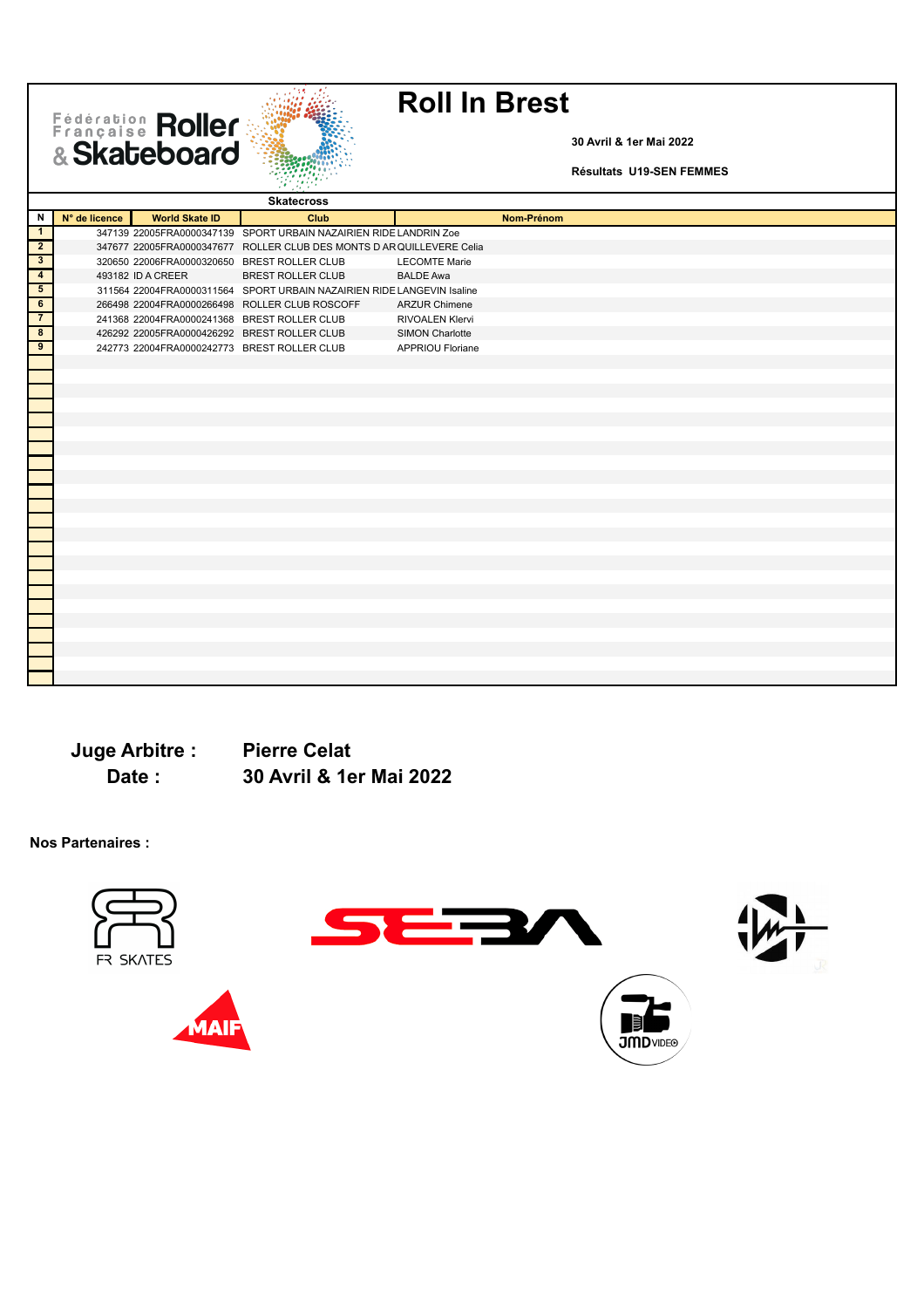Fédération Française Roller & Skateboard

# Roll In Brest

**30 Avril & 1er Mai 2022**

**Résultats U19-SEN FEMMES**

**Skatecross**

| N | N° de licence | World Skate ID | Club | Nom-Prénom |
|---|---|---|---|---|
| 1 | 347139 | 22005FRA0000347139 | SPORT URBAIN NAZAIRIEN RIDE | LANDRIN Zoe |
| 2 | 347677 | 22005FRA0000347677 | ROLLER CLUB DES MONTS D AR | QUILLEVERE Celia |
| 3 | 320650 | 22006FRA0000320650 | BREST ROLLER CLUB | LECOMTE Marie |
| 4 | 493182 | ID A CREER | BREST ROLLER CLUB | BALDE Awa |
| 5 | 311564 | 22004FRA0000311564 | SPORT URBAIN NAZAIRIEN RIDE | LANGEVIN Isaline |
| 6 | 266498 | 22004FRA0000266498 | ROLLER CLUB ROSCOFF | ARZUR Chimene |
| 7 | 241368 | 22004FRA0000241368 | BREST ROLLER CLUB | RIVOALEN Klervi |
| 8 | 426292 | 22005FRA0000426292 | BREST ROLLER CLUB | SIMON Charlotte |
| 9 | 242773 | 22004FRA0000242773 | BREST ROLLER CLUB | APPRIOU Floriane |

**Juge Arbitre :** **Pierre Celat**

**Date :** **30 Avril & 1er Mai 2022**

**Nos Partenaires :**

FR SKATES

MAIF

JMD VIDEO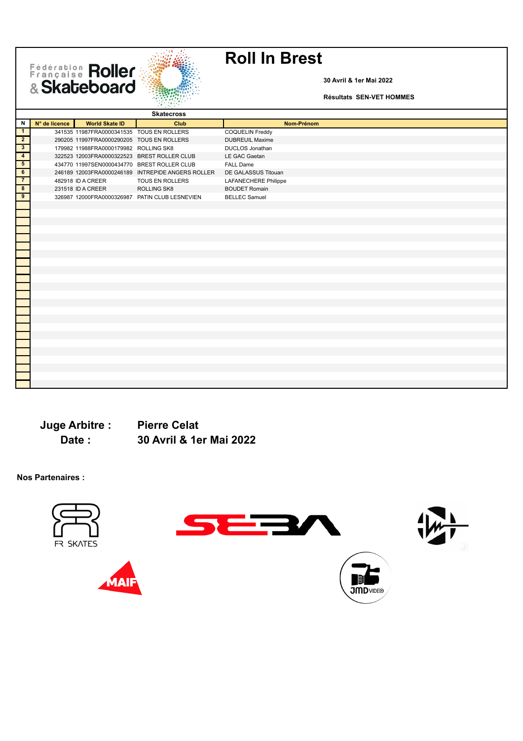Fédération Française Roller & Skateboard

# Roll In Brest

**30 Avril & 1er Mai 2022**

**Résultats SEN-VET HOMMES**

**Skatecross**

| N | N° de licence | World Skate ID | Club | Nom-Prénom |
|---|---|---|---|---|
| 1 | 341535 | 11987FRA0000341535 | TOUS EN ROLLERS | COQUELIN Freddy |
| 2 | 290205 | 11997FRA0000290205 | TOUS EN ROLLERS | DUBREUIL Maxime |
| 3 | 179982 | 11988FRA0000179982 | ROLLING SK8 | DUCLOS Jonathan |
| 4 | 322523 | 12003FRA0000322523 | BREST ROLLER CLUB | LE GAC Gaetan |
| 5 | 434770 | 11997SEN0000434770 | BREST ROLLER CLUB | FALL Dame |
| 6 | 246189 | 12003FRA0000246189 | INTREPIDE ANGERS ROLLER | DE GALASSUS Titouan |
| 7 | 482918 | ID A CREER | TOUS EN ROLLERS | LAFANECHERE Philippe |
| 8 | 231518 | ID A CREER | ROLLING SK8 | BOUDET Romain |
| 9 | 326987 | 12000FRA0000326987 | PATIN CLUB LESNEVIEN | BELLEC Samuel |

**Juge Arbitre :** **Pierre Celat**

**Date :** **30 Avril & 1er Mai 2022**

**Nos Partenaires :**

FR SKATES

SEBA

MAIF

JMD VIDEO